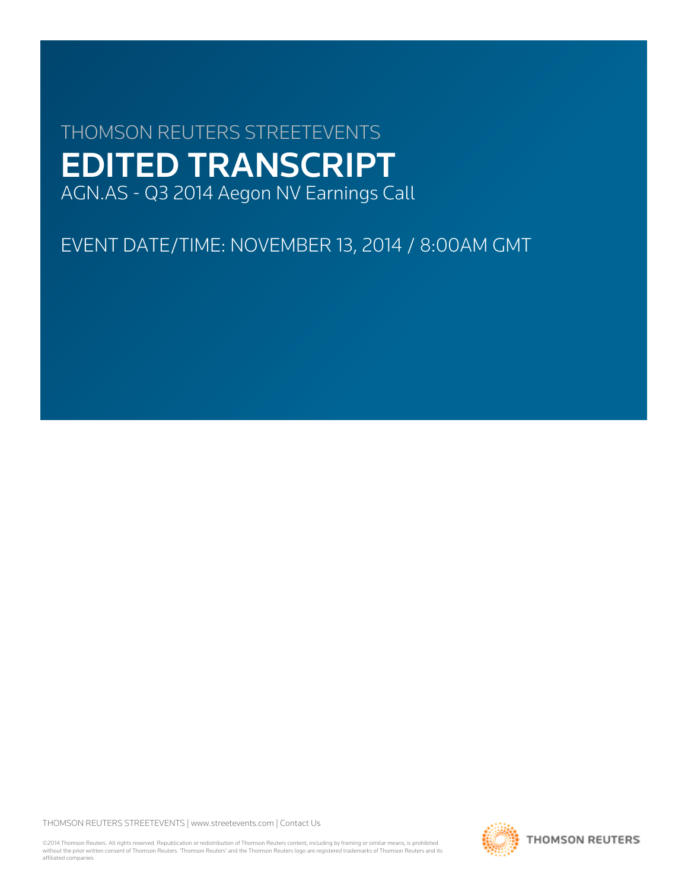THOMSON REUTERS STREETEVENTS

# EDITED TRANSCRIPT

AGN.AS - Q3 2014 Aegon NV Earnings Call

EVENT DATE/TIME: NOVEMBER 13, 2014 / 8:00AM GMT

THOMSON REUTERS STREETEVENTS | www.streetevents.com | Contact Us

©2014 Thomson Reuters. All rights reserved. Republication or redistribution of Thomson Reuters content, including by framing or similar means, is prohibited without the prior written consent of Thomson Reuters. 'Thomson Reuters' and the Thomson Reuters logo are registered trademarks of Thomson Reuters and its affiliated companies.

THOMSON REUTERS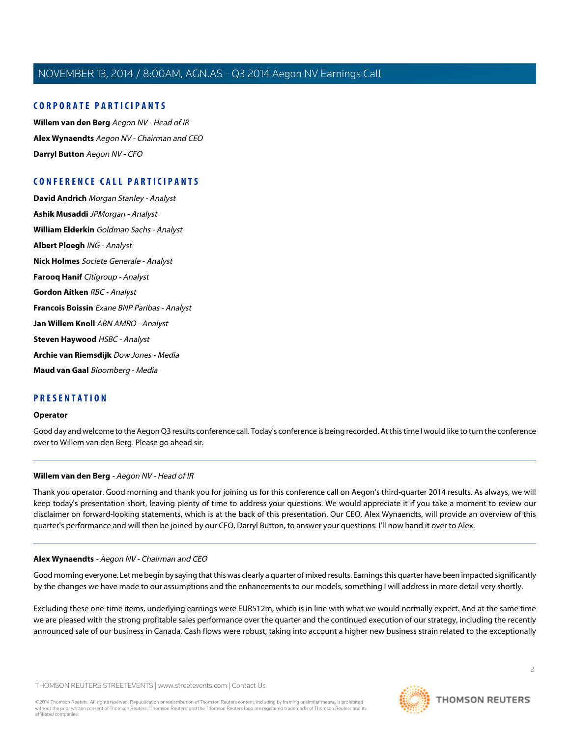## CORPORATE PARTICIPANTS

**Willem van den Berg** *Aegon NV - Head of IR*

**Alex Wynaendts** *Aegon NV - Chairman and CEO*

**Darryl Button** *Aegon NV - CFO*

## CONFERENCE CALL PARTICIPANTS

**David Andrich** *Morgan Stanley - Analyst*

**Ashik Musaddi** *JPMorgan - Analyst*

**William Elderkin** *Goldman Sachs - Analyst*

**Albert Ploegh** *ING - Analyst*

**Nick Holmes** *Societe Generale - Analyst*

**Farooq Hanif** *Citigroup - Analyst*

**Gordon Aitken** *RBC - Analyst*

**Francois Boissin** *Exane BNP Paribas - Analyst*

**Jan Willem Knoll** *ABN AMRO - Analyst*

**Steven Haywood** *HSBC - Analyst*

**Archie van Riemsdijk** *Dow Jones - Media*

**Maud van Gaal** *Bloomberg - Media*

## PRESENTATION

**Operator**

Good day and welcome to the Aegon Q3 results conference call. Today's conference is being recorded. At this time I would like to turn the conference over to Willem van den Berg. Please go ahead sir.

---

**Willem van den Berg** - *Aegon NV - Head of IR*

Thank you operator. Good morning and thank you for joining us for this conference call on Aegon's third-quarter 2014 results. As always, we will keep today's presentation short, leaving plenty of time to address your questions. We would appreciate it if you take a moment to review our disclaimer on forward-looking statements, which is at the back of this presentation. Our CEO, Alex Wynaendts, will provide an overview of this quarter's performance and will then be joined by our CFO, Darryl Button, to answer your questions. I'll now hand it over to Alex.

---

**Alex Wynaendts** - *Aegon NV - Chairman and CEO*

Good morning everyone. Let me begin by saying that this was clearly a quarter of mixed results. Earnings this quarter have been impacted significantly by the changes we have made to our assumptions and the enhancements to our models, something I will address in more detail very shortly.

Excluding these one-time items, underlying earnings were EUR512m, which is in line with what we would normally expect. And at the same time we are pleased with the strong profitable sales performance over the quarter and the continued execution of our strategy, including the recently announced sale of our business in Canada. Cash flows were robust, taking into account a higher new business strain related to the exceptionally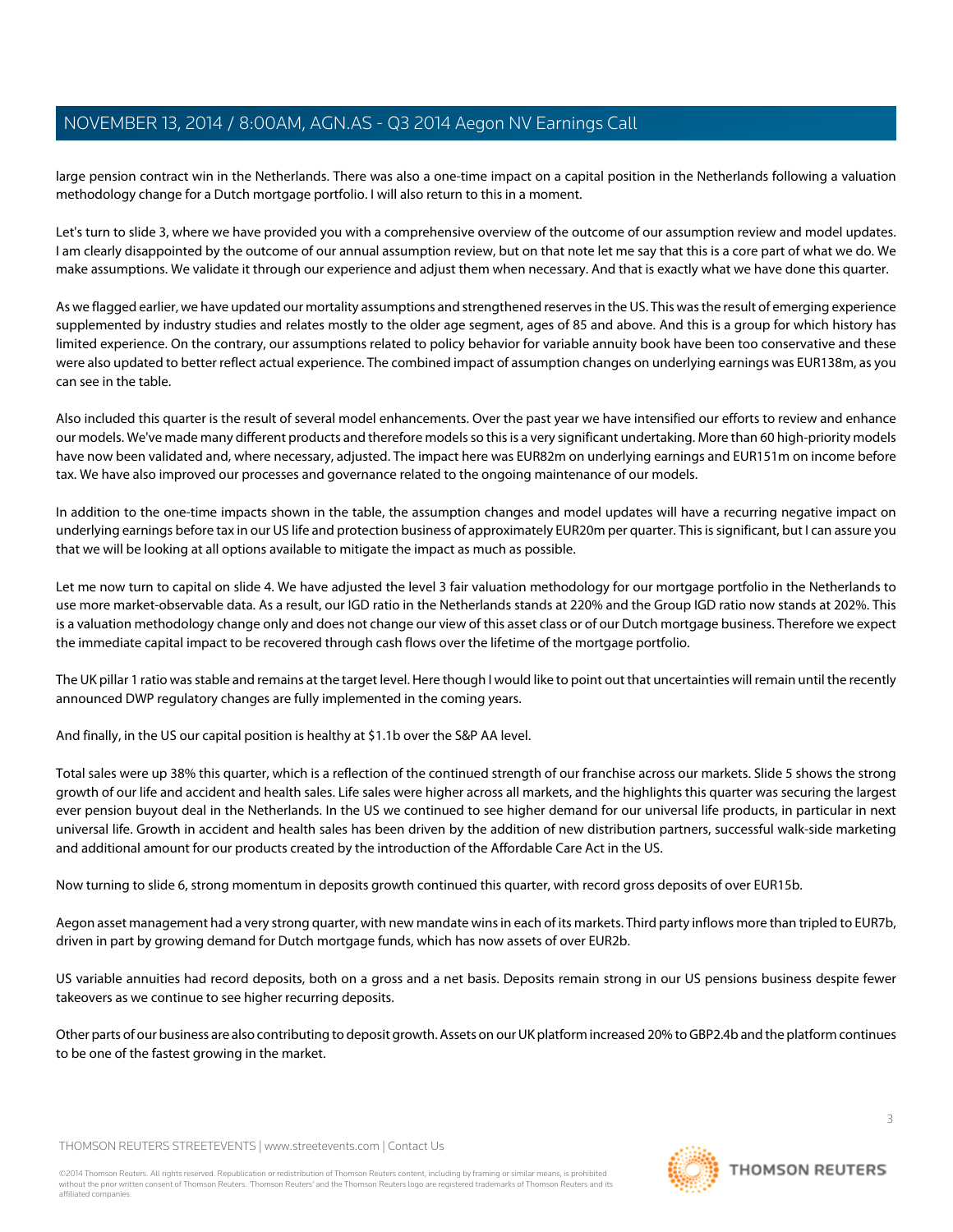large pension contract win in the Netherlands. There was also a one-time impact on a capital position in the Netherlands following a valuation methodology change for a Dutch mortgage portfolio. I will also return to this in a moment.

Let's turn to slide 3, where we have provided you with a comprehensive overview of the outcome of our assumption review and model updates. I am clearly disappointed by the outcome of our annual assumption review, but on that note let me say that this is a core part of what we do. We make assumptions. We validate it through our experience and adjust them when necessary. And that is exactly what we have done this quarter.

As we flagged earlier, we have updated our mortality assumptions and strengthened reserves in the US. This was the result of emerging experience supplemented by industry studies and relates mostly to the older age segment, ages of 85 and above. And this is a group for which history has limited experience. On the contrary, our assumptions related to policy behavior for variable annuity book have been too conservative and these were also updated to better reflect actual experience. The combined impact of assumption changes on underlying earnings was EUR138m, as you can see in the table.

Also included this quarter is the result of several model enhancements. Over the past year we have intensified our efforts to review and enhance our models. We've made many different products and therefore models so this is a very significant undertaking. More than 60 high-priority models have now been validated and, where necessary, adjusted. The impact here was EUR82m on underlying earnings and EUR151m on income before tax. We have also improved our processes and governance related to the ongoing maintenance of our models.

In addition to the one-time impacts shown in the table, the assumption changes and model updates will have a recurring negative impact on underlying earnings before tax in our US life and protection business of approximately EUR20m per quarter. This is significant, but I can assure you that we will be looking at all options available to mitigate the impact as much as possible.

Let me now turn to capital on slide 4. We have adjusted the level 3 fair valuation methodology for our mortgage portfolio in the Netherlands to use more market-observable data. As a result, our IGD ratio in the Netherlands stands at 220% and the Group IGD ratio now stands at 202%. This is a valuation methodology change only and does not change our view of this asset class or of our Dutch mortgage business. Therefore we expect the immediate capital impact to be recovered through cash flows over the lifetime of the mortgage portfolio.

The UK pillar 1 ratio was stable and remains at the target level. Here though I would like to point out that uncertainties will remain until the recently announced DWP regulatory changes are fully implemented in the coming years.

And finally, in the US our capital position is healthy at $1.1b over the S&P AA level.

Total sales were up 38% this quarter, which is a reflection of the continued strength of our franchise across our markets. Slide 5 shows the strong growth of our life and accident and health sales. Life sales were higher across all markets, and the highlights this quarter was securing the largest ever pension buyout deal in the Netherlands. In the US we continued to see higher demand for our universal life products, in particular in next universal life. Growth in accident and health sales has been driven by the addition of new distribution partners, successful walk-side marketing and additional amount for our products created by the introduction of the Affordable Care Act in the US.

Now turning to slide 6, strong momentum in deposits growth continued this quarter, with record gross deposits of over EUR15b.

Aegon asset management had a very strong quarter, with new mandate wins in each of its markets. Third party inflows more than tripled to EUR7b, driven in part by growing demand for Dutch mortgage funds, which has now assets of over EUR2b.

US variable annuities had record deposits, both on a gross and a net basis. Deposits remain strong in our US pensions business despite fewer takeovers as we continue to see higher recurring deposits.

Other parts of our business are also contributing to deposit growth. Assets on our UK platform increased 20% to GBP2.4b and the platform continues to be one of the fastest growing in the market.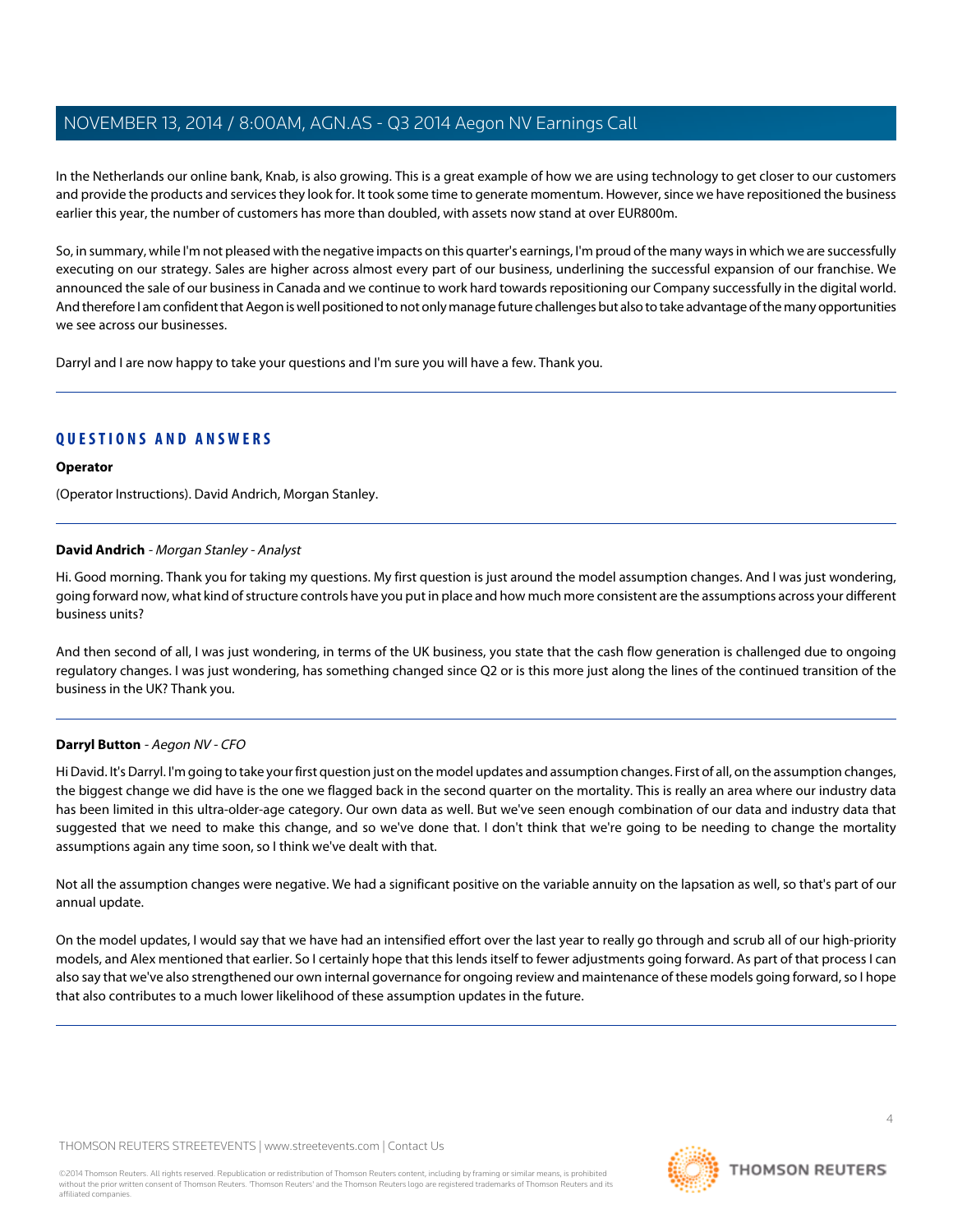In the Netherlands our online bank, Knab, is also growing. This is a great example of how we are using technology to get closer to our customers and provide the products and services they look for. It took some time to generate momentum. However, since we have repositioned the business earlier this year, the number of customers has more than doubled, with assets now stand at over EUR800m.

So, in summary, while I'm not pleased with the negative impacts on this quarter's earnings, I'm proud of the many ways in which we are successfully executing on our strategy. Sales are higher across almost every part of our business, underlining the successful expansion of our franchise. We announced the sale of our business in Canada and we continue to work hard towards repositioning our Company successfully in the digital world. And therefore I am confident that Aegon is well positioned to not only manage future challenges but also to take advantage of the many opportunities we see across our businesses.

Darryl and I are now happy to take your questions and I'm sure you will have a few. Thank you.

## QUESTIONS AND ANSWERS

**Operator**

(Operator Instructions). David Andrich, Morgan Stanley.

**David Andrich** - *Morgan Stanley - Analyst*

Hi. Good morning. Thank you for taking my questions. My first question is just around the model assumption changes. And I was just wondering, going forward now, what kind of structure controls have you put in place and how much more consistent are the assumptions across your different business units?

And then second of all, I was just wondering, in terms of the UK business, you state that the cash flow generation is challenged due to ongoing regulatory changes. I was just wondering, has something changed since Q2 or is this more just along the lines of the continued transition of the business in the UK? Thank you.

**Darryl Button** - *Aegon NV - CFO*

Hi David. It's Darryl. I'm going to take your first question just on the model updates and assumption changes. First of all, on the assumption changes, the biggest change we did have is the one we flagged back in the second quarter on the mortality. This is really an area where our industry data has been limited in this ultra-older-age category. Our own data as well. But we've seen enough combination of our data and industry data that suggested that we need to make this change, and so we've done that. I don't think that we're going to be needing to change the mortality assumptions again any time soon, so I think we've dealt with that.

Not all the assumption changes were negative. We had a significant positive on the variable annuity on the lapsation as well, so that's part of our annual update.

On the model updates, I would say that we have had an intensified effort over the last year to really go through and scrub all of our high-priority models, and Alex mentioned that earlier. So I certainly hope that this lends itself to fewer adjustments going forward. As part of that process I can also say that we've also strengthened our own internal governance for ongoing review and maintenance of these models going forward, so I hope that also contributes to a much lower likelihood of these assumption updates in the future.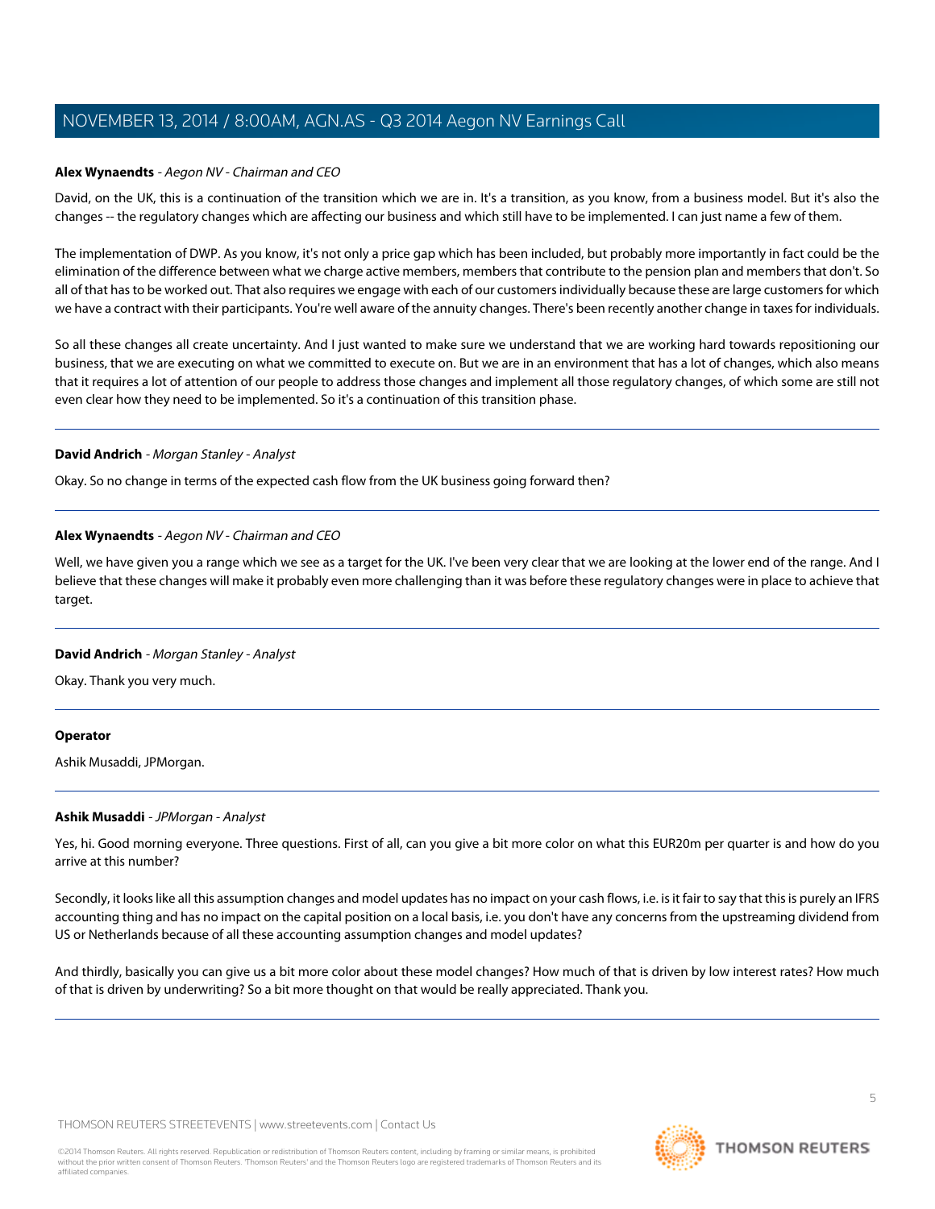**Alex Wynaendts** - *Aegon NV - Chairman and CEO*

David, on the UK, this is a continuation of the transition which we are in. It's a transition, as you know, from a business model. But it's also the changes -- the regulatory changes which are affecting our business and which still have to be implemented. I can just name a few of them.

The implementation of DWP. As you know, it's not only a price gap which has been included, but probably more importantly in fact could be the elimination of the difference between what we charge active members, members that contribute to the pension plan and members that don't. So all of that has to be worked out. That also requires we engage with each of our customers individually because these are large customers for which we have a contract with their participants. You're well aware of the annuity changes. There's been recently another change in taxes for individuals.

So all these changes all create uncertainty. And I just wanted to make sure we understand that we are working hard towards repositioning our business, that we are executing on what we committed to execute on. But we are in an environment that has a lot of changes, which also means that it requires a lot of attention of our people to address those changes and implement all those regulatory changes, of which some are still not even clear how they need to be implemented. So it's a continuation of this transition phase.

---

**David Andrich** - *Morgan Stanley - Analyst*

Okay. So no change in terms of the expected cash flow from the UK business going forward then?

---

**Alex Wynaendts** - *Aegon NV - Chairman and CEO*

Well, we have given you a range which we see as a target for the UK. I've been very clear that we are looking at the lower end of the range. And I believe that these changes will make it probably even more challenging than it was before these regulatory changes were in place to achieve that target.

---

**David Andrich** - *Morgan Stanley - Analyst*

Okay. Thank you very much.

---

**Operator**

Ashik Musaddi, JPMorgan.

---

**Ashik Musaddi** - *JPMorgan - Analyst*

Yes, hi. Good morning everyone. Three questions. First of all, can you give a bit more color on what this EUR20m per quarter is and how do you arrive at this number?

Secondly, it looks like all this assumption changes and model updates has no impact on your cash flows, i.e. is it fair to say that this is purely an IFRS accounting thing and has no impact on the capital position on a local basis, i.e. you don't have any concerns from the upstreaming dividend from US or Netherlands because of all these accounting assumption changes and model updates?

And thirdly, basically you can give us a bit more color about these model changes? How much of that is driven by low interest rates? How much of that is driven by underwriting? So a bit more thought on that would be really appreciated. Thank you.

---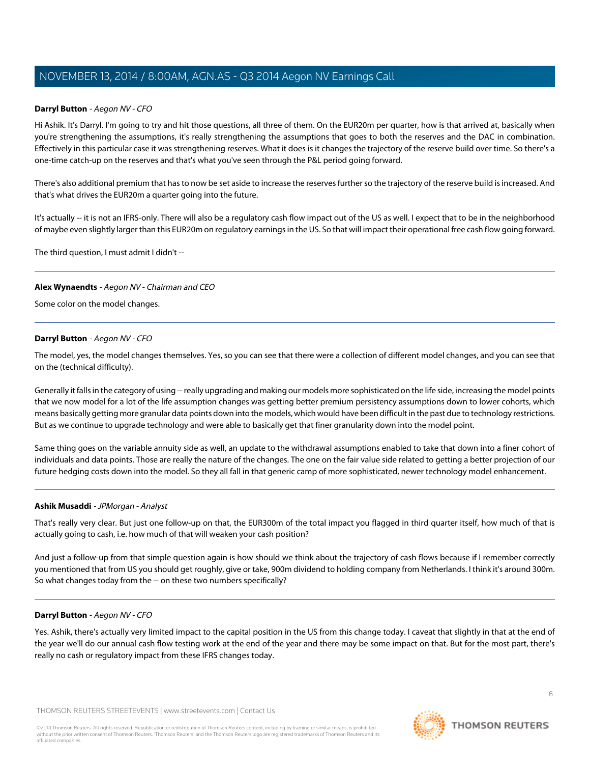**Darryl Button** - *Aegon NV - CFO*

Hi Ashik. It's Darryl. I'm going to try and hit those questions, all three of them. On the EUR20m per quarter, how is that arrived at, basically when you're strengthening the assumptions, it's really strengthening the assumptions that goes to both the reserves and the DAC in combination. Effectively in this particular case it was strengthening reserves. What it does is it changes the trajectory of the reserve build over time. So there's a one-time catch-up on the reserves and that's what you've seen through the P&L period going forward.

There's also additional premium that has to now be set aside to increase the reserves further so the trajectory of the reserve build is increased. And that's what drives the EUR20m a quarter going into the future.

It's actually -- it is not an IFRS-only. There will also be a regulatory cash flow impact out of the US as well. I expect that to be in the neighborhood of maybe even slightly larger than this EUR20m on regulatory earnings in the US. So that will impact their operational free cash flow going forward.

The third question, I must admit I didn't --

---

**Alex Wynaendts** - *Aegon NV - Chairman and CEO*

Some color on the model changes.

---

**Darryl Button** - *Aegon NV - CFO*

The model, yes, the model changes themselves. Yes, so you can see that there were a collection of different model changes, and you can see that on the (technical difficulty).

Generally it falls in the category of using -- really upgrading and making our models more sophisticated on the life side, increasing the model points that we now model for a lot of the life assumption changes was getting better premium persistency assumptions down to lower cohorts, which means basically getting more granular data points down into the models, which would have been difficult in the past due to technology restrictions. But as we continue to upgrade technology and were able to basically get that finer granularity down into the model point.

Same thing goes on the variable annuity side as well, an update to the withdrawal assumptions enabled to take that down into a finer cohort of individuals and data points. Those are really the nature of the changes. The one on the fair value side related to getting a better projection of our future hedging costs down into the model. So they all fall in that generic camp of more sophisticated, newer technology model enhancement.

---

**Ashik Musaddi** - *JPMorgan - Analyst*

That's really very clear. But just one follow-up on that, the EUR300m of the total impact you flagged in third quarter itself, how much of that is actually going to cash, i.e. how much of that will weaken your cash position?

And just a follow-up from that simple question again is how should we think about the trajectory of cash flows because if I remember correctly you mentioned that from US you should get roughly, give or take, 900m dividend to holding company from Netherlands. I think it's around 300m. So what changes today from the -- on these two numbers specifically?

---

**Darryl Button** - *Aegon NV - CFO*

Yes. Ashik, there's actually very limited impact to the capital position in the US from this change today. I caveat that slightly in that at the end of the year we'll do our annual cash flow testing work at the end of the year and there may be some impact on that. But for the most part, there's really no cash or regulatory impact from these IFRS changes today.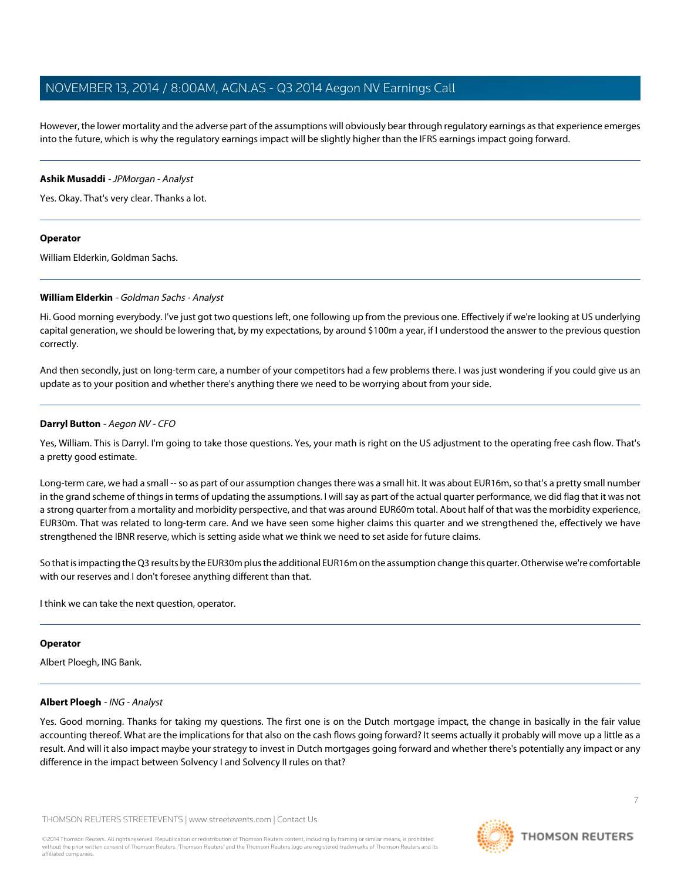However, the lower mortality and the adverse part of the assumptions will obviously bear through regulatory earnings as that experience emerges into the future, which is why the regulatory earnings impact will be slightly higher than the IFRS earnings impact going forward.

---

**Ashik Musaddi** - *JPMorgan - Analyst*

Yes. Okay. That's very clear. Thanks a lot.

---

**Operator**

William Elderkin, Goldman Sachs.

---

**William Elderkin** - *Goldman Sachs - Analyst*

Hi. Good morning everybody. I've just got two questions left, one following up from the previous one. Effectively if we're looking at US underlying capital generation, we should be lowering that, by my expectations, by around $100m a year, if I understood the answer to the previous question correctly.

And then secondly, just on long-term care, a number of your competitors had a few problems there. I was just wondering if you could give us an update as to your position and whether there's anything there we need to be worrying about from your side.

---

**Darryl Button** - *Aegon NV - CFO*

Yes, William. This is Darryl. I'm going to take those questions. Yes, your math is right on the US adjustment to the operating free cash flow. That's a pretty good estimate.

Long-term care, we had a small -- so as part of our assumption changes there was a small hit. It was about EUR16m, so that's a pretty small number in the grand scheme of things in terms of updating the assumptions. I will say as part of the actual quarter performance, we did flag that it was not a strong quarter from a mortality and morbidity perspective, and that was around EUR60m total. About half of that was the morbidity experience, EUR30m. That was related to long-term care. And we have seen some higher claims this quarter and we strengthened the, effectively we have strengthened the IBNR reserve, which is setting aside what we think we need to set aside for future claims.

So that is impacting the Q3 results by the EUR30m plus the additional EUR16m on the assumption change this quarter. Otherwise we're comfortable with our reserves and I don't foresee anything different than that.

I think we can take the next question, operator.

---

**Operator**

Albert Ploegh, ING Bank.

---

**Albert Ploegh** - *ING - Analyst*

Yes. Good morning. Thanks for taking my questions. The first one is on the Dutch mortgage impact, the change in basically in the fair value accounting thereof. What are the implications for that also on the cash flows going forward? It seems actually it probably will move up a little as a result. And will it also impact maybe your strategy to invest in Dutch mortgages going forward and whether there's potentially any impact or any difference in the impact between Solvency I and Solvency II rules on that?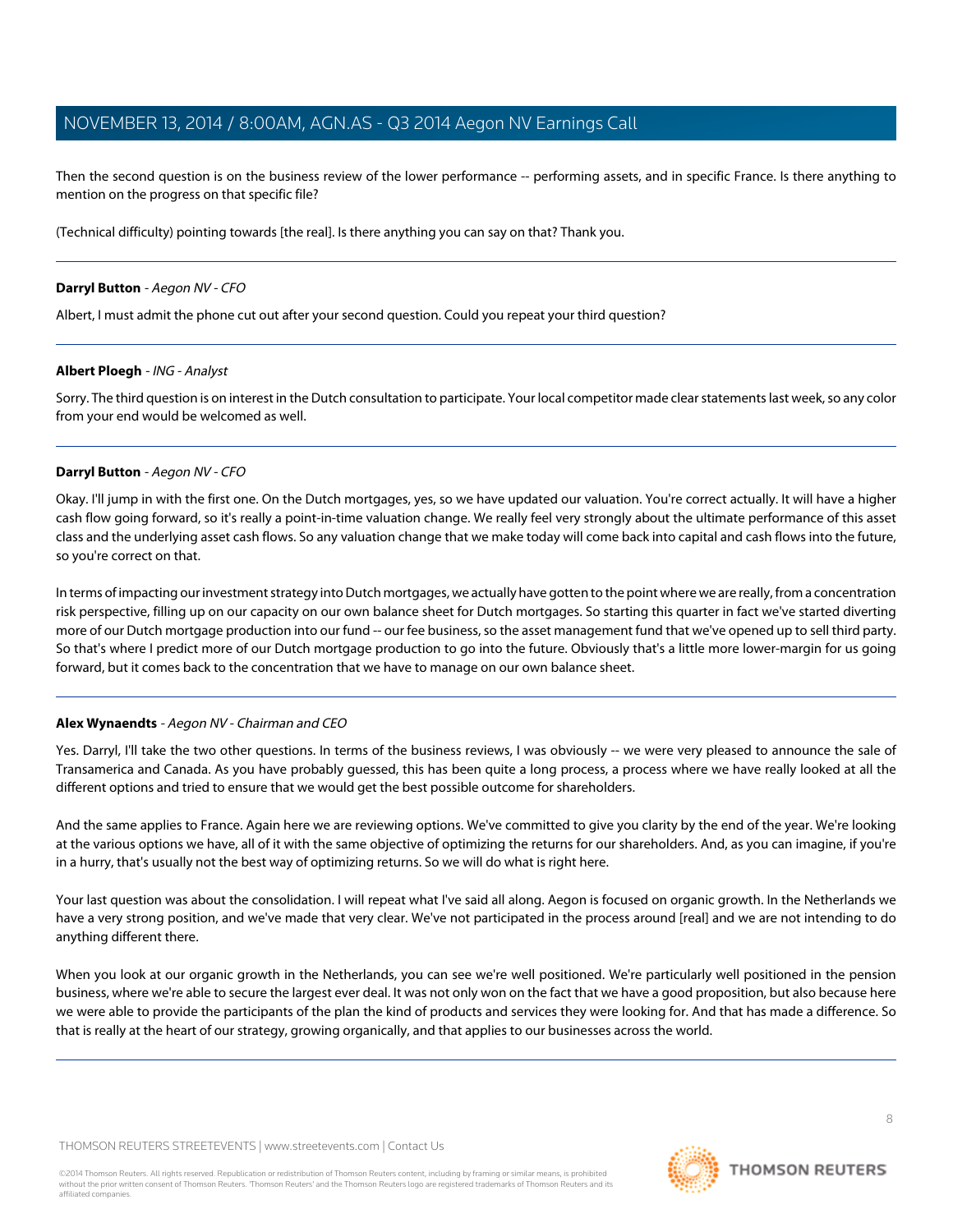Then the second question is on the business review of the lower performance -- performing assets, and in specific France. Is there anything to mention on the progress on that specific file?

(Technical difficulty) pointing towards [the real]. Is there anything you can say on that? Thank you.

---

**Darryl Button** - *Aegon NV - CFO*

Albert, I must admit the phone cut out after your second question. Could you repeat your third question?

---

**Albert Ploegh** - *ING - Analyst*

Sorry. The third question is on interest in the Dutch consultation to participate. Your local competitor made clear statements last week, so any color from your end would be welcomed as well.

---

**Darryl Button** - *Aegon NV - CFO*

Okay. I'll jump in with the first one. On the Dutch mortgages, yes, so we have updated our valuation. You're correct actually. It will have a higher cash flow going forward, so it's really a point-in-time valuation change. We really feel very strongly about the ultimate performance of this asset class and the underlying asset cash flows. So any valuation change that we make today will come back into capital and cash flows into the future, so you're correct on that.

In terms of impacting our investment strategy into Dutch mortgages, we actually have gotten to the point where we are really, from a concentration risk perspective, filling up on our capacity on our own balance sheet for Dutch mortgages. So starting this quarter in fact we've started diverting more of our Dutch mortgage production into our fund -- our fee business, so the asset management fund that we've opened up to sell third party. So that's where I predict more of our Dutch mortgage production to go into the future. Obviously that's a little more lower-margin for us going forward, but it comes back to the concentration that we have to manage on our own balance sheet.

---

**Alex Wynaendts** - *Aegon NV - Chairman and CEO*

Yes. Darryl, I'll take the two other questions. In terms of the business reviews, I was obviously -- we were very pleased to announce the sale of Transamerica and Canada. As you have probably guessed, this has been quite a long process, a process where we have really looked at all the different options and tried to ensure that we would get the best possible outcome for shareholders.

And the same applies to France. Again here we are reviewing options. We've committed to give you clarity by the end of the year. We're looking at the various options we have, all of it with the same objective of optimizing the returns for our shareholders. And, as you can imagine, if you're in a hurry, that's usually not the best way of optimizing returns. So we will do what is right here.

Your last question was about the consolidation. I will repeat what I've said all along. Aegon is focused on organic growth. In the Netherlands we have a very strong position, and we've made that very clear. We've not participated in the process around [real] and we are not intending to do anything different there.

When you look at our organic growth in the Netherlands, you can see we're well positioned. We're particularly well positioned in the pension business, where we're able to secure the largest ever deal. It was not only won on the fact that we have a good proposition, but also because here we were able to provide the participants of the plan the kind of products and services they were looking for. And that has made a difference. So that is really at the heart of our strategy, growing organically, and that applies to our businesses across the world.

---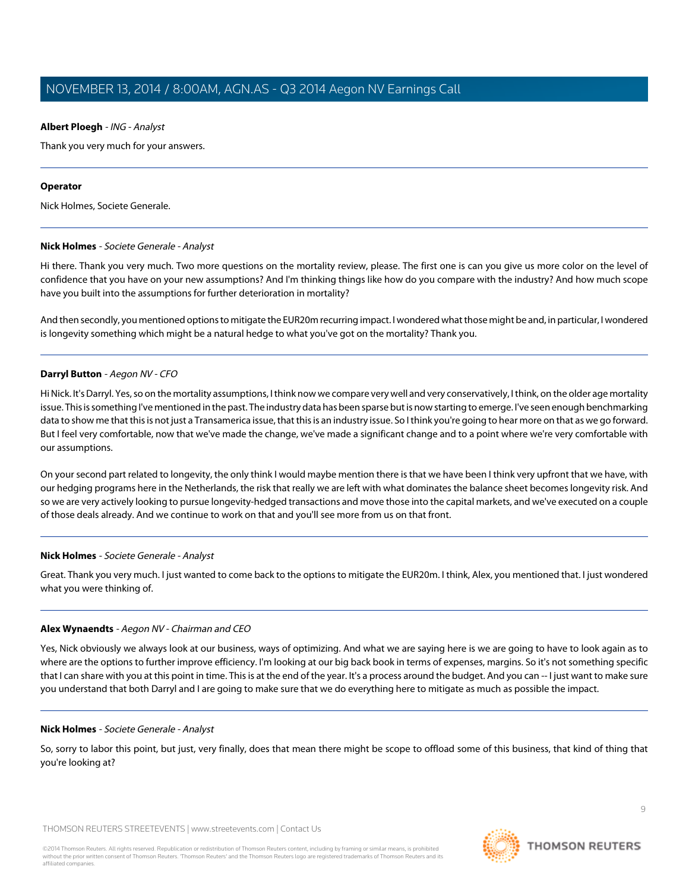**Albert Ploegh** - *ING - Analyst*

Thank you very much for your answers.

---

**Operator**

Nick Holmes, Societe Generale.

---

**Nick Holmes** - *Societe Generale - Analyst*

Hi there. Thank you very much. Two more questions on the mortality review, please. The first one is can you give us more color on the level of confidence that you have on your new assumptions? And I'm thinking things like how do you compare with the industry? And how much scope have you built into the assumptions for further deterioration in mortality?

And then secondly, you mentioned options to mitigate the EUR20m recurring impact. I wondered what those might be and, in particular, I wondered is longevity something which might be a natural hedge to what you've got on the mortality? Thank you.

---

**Darryl Button** - *Aegon NV - CFO*

Hi Nick. It's Darryl. Yes, so on the mortality assumptions, I think now we compare very well and very conservatively, I think, on the older age mortality issue. This is something I've mentioned in the past. The industry data has been sparse but is now starting to emerge. I've seen enough benchmarking data to show me that this is not just a Transamerica issue, that this is an industry issue. So I think you're going to hear more on that as we go forward. But I feel very comfortable, now that we've made the change, we've made a significant change and to a point where we're very comfortable with our assumptions.

On your second part related to longevity, the only think I would maybe mention there is that we have been I think very upfront that we have, with our hedging programs here in the Netherlands, the risk that really we are left with what dominates the balance sheet becomes longevity risk. And so we are very actively looking to pursue longevity-hedged transactions and move those into the capital markets, and we've executed on a couple of those deals already. And we continue to work on that and you'll see more from us on that front.

---

**Nick Holmes** - *Societe Generale - Analyst*

Great. Thank you very much. I just wanted to come back to the options to mitigate the EUR20m. I think, Alex, you mentioned that. I just wondered what you were thinking of.

---

**Alex Wynaendts** - *Aegon NV - Chairman and CEO*

Yes, Nick obviously we always look at our business, ways of optimizing. And what we are saying here is we are going to have to look again as to where are the options to further improve efficiency. I'm looking at our big back book in terms of expenses, margins. So it's not something specific that I can share with you at this point in time. This is at the end of the year. It's a process around the budget. And you can -- I just want to make sure you understand that both Darryl and I are going to make sure that we do everything here to mitigate as much as possible the impact.

---

**Nick Holmes** - *Societe Generale - Analyst*

So, sorry to labor this point, but just, very finally, does that mean there might be scope to offload some of this business, that kind of thing that you're looking at?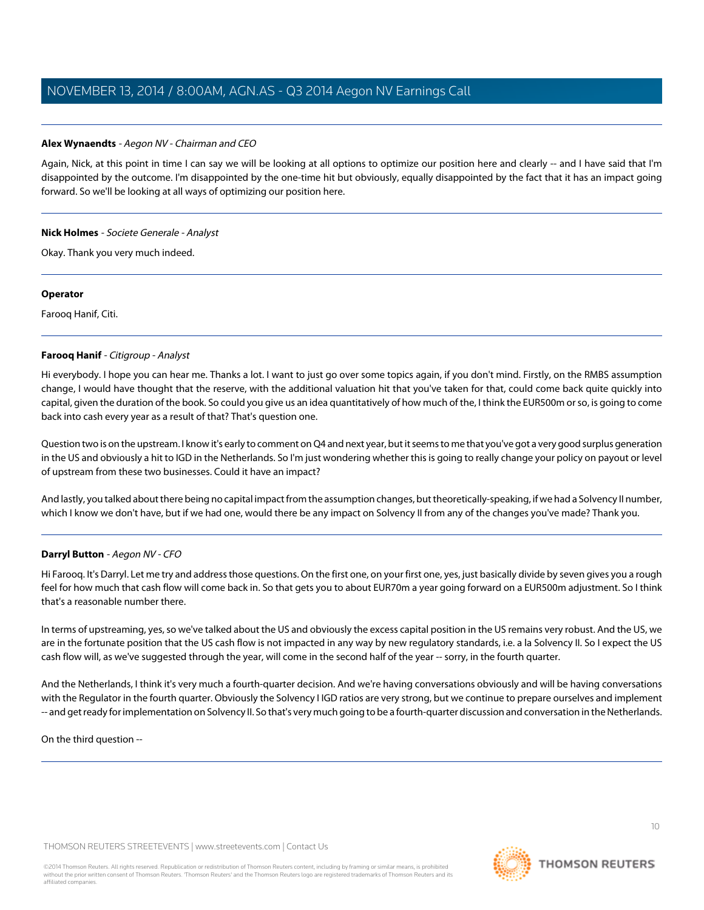**Alex Wynaendts** - *Aegon NV - Chairman and CEO*

Again, Nick, at this point in time I can say we will be looking at all options to optimize our position here and clearly -- and I have said that I'm disappointed by the outcome. I'm disappointed by the one-time hit but obviously, equally disappointed by the fact that it has an impact going forward. So we'll be looking at all ways of optimizing our position here.

---

**Nick Holmes** - *Societe Generale - Analyst*

Okay. Thank you very much indeed.

---

**Operator**

Farooq Hanif, Citi.

---

**Farooq Hanif** - *Citigroup - Analyst*

Hi everybody. I hope you can hear me. Thanks a lot. I want to just go over some topics again, if you don't mind. Firstly, on the RMBS assumption change, I would have thought that the reserve, with the additional valuation hit that you've taken for that, could come back quite quickly into capital, given the duration of the book. So could you give us an idea quantitatively of how much of the, I think the EUR500m or so, is going to come back into cash every year as a result of that? That's question one.

Question two is on the upstream. I know it's early to comment on Q4 and next year, but it seems to me that you've got a very good surplus generation in the US and obviously a hit to IGD in the Netherlands. So I'm just wondering whether this is going to really change your policy on payout or level of upstream from these two businesses. Could it have an impact?

And lastly, you talked about there being no capital impact from the assumption changes, but theoretically-speaking, if we had a Solvency II number, which I know we don't have, but if we had one, would there be any impact on Solvency II from any of the changes you've made? Thank you.

---

**Darryl Button** - *Aegon NV - CFO*

Hi Farooq. It's Darryl. Let me try and address those questions. On the first one, on your first one, yes, just basically divide by seven gives you a rough feel for how much that cash flow will come back in. So that gets you to about EUR70m a year going forward on a EUR500m adjustment. So I think that's a reasonable number there.

In terms of upstreaming, yes, so we've talked about the US and obviously the excess capital position in the US remains very robust. And the US, we are in the fortunate position that the US cash flow is not impacted in any way by new regulatory standards, i.e. a la Solvency II. So I expect the US cash flow will, as we've suggested through the year, will come in the second half of the year -- sorry, in the fourth quarter.

And the Netherlands, I think it's very much a fourth-quarter decision. And we're having conversations obviously and will be having conversations with the Regulator in the fourth quarter. Obviously the Solvency I IGD ratios are very strong, but we continue to prepare ourselves and implement -- and get ready for implementation on Solvency II. So that's very much going to be a fourth-quarter discussion and conversation in the Netherlands.

On the third question --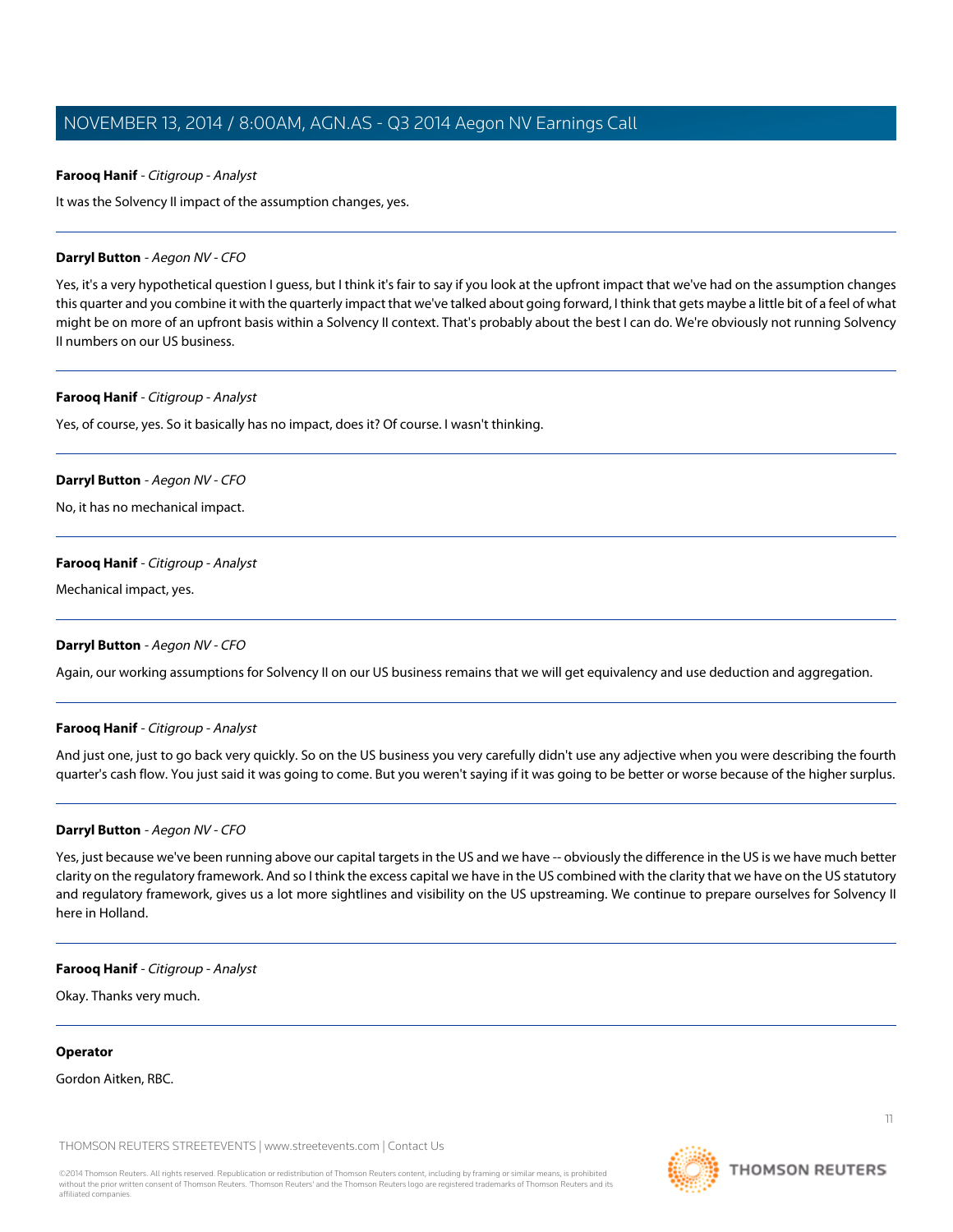**Farooq Hanif** - *Citigroup - Analyst*

It was the Solvency II impact of the assumption changes, yes.

---

**Darryl Button** - *Aegon NV - CFO*

Yes, it's a very hypothetical question I guess, but I think it's fair to say if you look at the upfront impact that we've had on the assumption changes this quarter and you combine it with the quarterly impact that we've talked about going forward, I think that gets maybe a little bit of a feel of what might be on more of an upfront basis within a Solvency II context. That's probably about the best I can do. We're obviously not running Solvency II numbers on our US business.

---

**Farooq Hanif** - *Citigroup - Analyst*

Yes, of course, yes. So it basically has no impact, does it? Of course. I wasn't thinking.

---

**Darryl Button** - *Aegon NV - CFO*

No, it has no mechanical impact.

---

**Farooq Hanif** - *Citigroup - Analyst*

Mechanical impact, yes.

---

**Darryl Button** - *Aegon NV - CFO*

Again, our working assumptions for Solvency II on our US business remains that we will get equivalency and use deduction and aggregation.

---

**Farooq Hanif** - *Citigroup - Analyst*

And just one, just to go back very quickly. So on the US business you very carefully didn't use any adjective when you were describing the fourth quarter's cash flow. You just said it was going to come. But you weren't saying if it was going to be better or worse because of the higher surplus.

---

**Darryl Button** - *Aegon NV - CFO*

Yes, just because we've been running above our capital targets in the US and we have -- obviously the difference in the US is we have much better clarity on the regulatory framework. And so I think the excess capital we have in the US combined with the clarity that we have on the US statutory and regulatory framework, gives us a lot more sightlines and visibility on the US upstreaming. We continue to prepare ourselves for Solvency II here in Holland.

---

**Farooq Hanif** - *Citigroup - Analyst*

Okay. Thanks very much.

---

**Operator**

Gordon Aitken, RBC.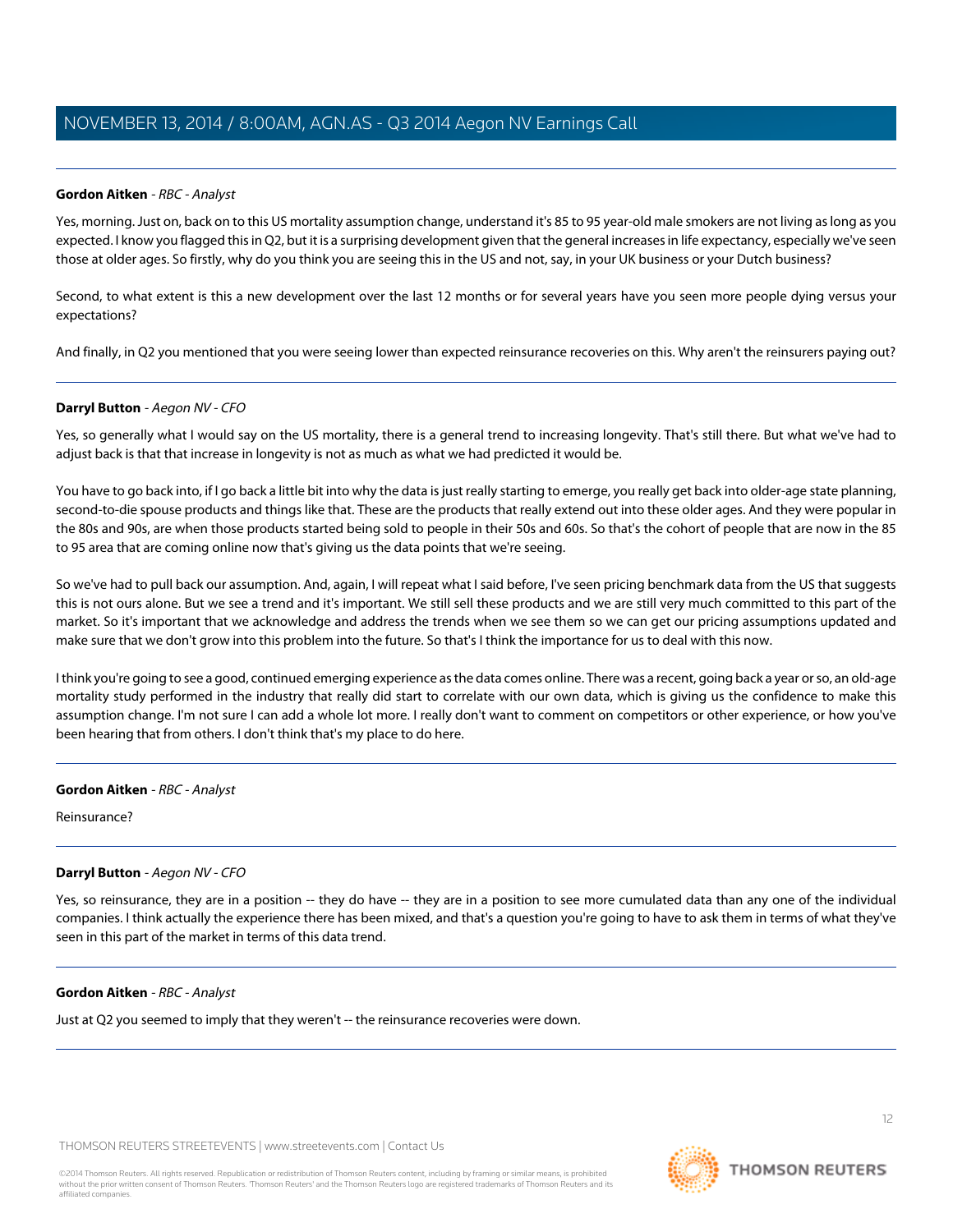**Gordon Aitken** - *RBC - Analyst*

Yes, morning. Just on, back on to this US mortality assumption change, understand it's 85 to 95 year-old male smokers are not living as long as you expected. I know you flagged this in Q2, but it is a surprising development given that the general increases in life expectancy, especially we've seen those at older ages. So firstly, why do you think you are seeing this in the US and not, say, in your UK business or your Dutch business?

Second, to what extent is this a new development over the last 12 months or for several years have you seen more people dying versus your expectations?

And finally, in Q2 you mentioned that you were seeing lower than expected reinsurance recoveries on this. Why aren't the reinsurers paying out?

---

**Darryl Button** - *Aegon NV - CFO*

Yes, so generally what I would say on the US mortality, there is a general trend to increasing longevity. That's still there. But what we've had to adjust back is that that increase in longevity is not as much as what we had predicted it would be.

You have to go back into, if I go back a little bit into why the data is just really starting to emerge, you really get back into older-age state planning, second-to-die spouse products and things like that. These are the products that really extend out into these older ages. And they were popular in the 80s and 90s, are when those products started being sold to people in their 50s and 60s. So that's the cohort of people that are now in the 85 to 95 area that are coming online now that's giving us the data points that we're seeing.

So we've had to pull back our assumption. And, again, I will repeat what I said before, I've seen pricing benchmark data from the US that suggests this is not ours alone. But we see a trend and it's important. We still sell these products and we are still very much committed to this part of the market. So it's important that we acknowledge and address the trends when we see them so we can get our pricing assumptions updated and make sure that we don't grow into this problem into the future. So that's I think the importance for us to deal with this now.

I think you're going to see a good, continued emerging experience as the data comes online. There was a recent, going back a year or so, an old-age mortality study performed in the industry that really did start to correlate with our own data, which is giving us the confidence to make this assumption change. I'm not sure I can add a whole lot more. I really don't want to comment on competitors or other experience, or how you've been hearing that from others. I don't think that's my place to do here.

---

**Gordon Aitken** - *RBC - Analyst*

Reinsurance?

---

**Darryl Button** - *Aegon NV - CFO*

Yes, so reinsurance, they are in a position -- they do have -- they are in a position to see more cumulated data than any one of the individual companies. I think actually the experience there has been mixed, and that's a question you're going to have to ask them in terms of what they've seen in this part of the market in terms of this data trend.

---

**Gordon Aitken** - *RBC - Analyst*

Just at Q2 you seemed to imply that they weren't -- the reinsurance recoveries were down.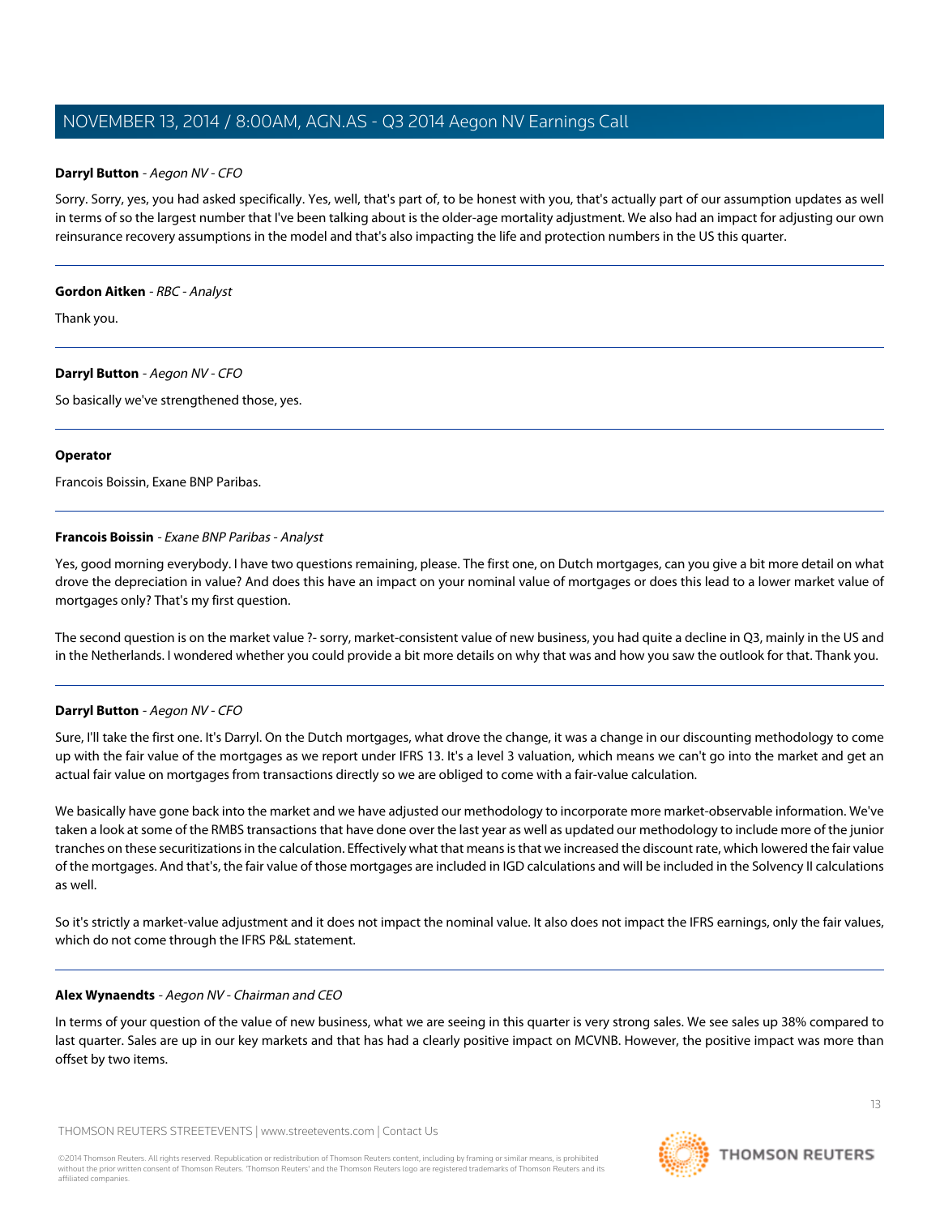**Darryl Button** - *Aegon NV - CFO*

Sorry. Sorry, yes, you had asked specifically. Yes, well, that's part of, to be honest with you, that's actually part of our assumption updates as well in terms of so the largest number that I've been talking about is the older-age mortality adjustment. We also had an impact for adjusting our own reinsurance recovery assumptions in the model and that's also impacting the life and protection numbers in the US this quarter.

---

**Gordon Aitken** - *RBC - Analyst*

Thank you.

---

**Darryl Button** - *Aegon NV - CFO*

So basically we've strengthened those, yes.

---

**Operator**

Francois Boissin, Exane BNP Paribas.

---

**Francois Boissin** - *Exane BNP Paribas - Analyst*

Yes, good morning everybody. I have two questions remaining, please. The first one, on Dutch mortgages, can you give a bit more detail on what drove the depreciation in value? And does this have an impact on your nominal value of mortgages or does this lead to a lower market value of mortgages only? That's my first question.

The second question is on the market value ?- sorry, market-consistent value of new business, you had quite a decline in Q3, mainly in the US and in the Netherlands. I wondered whether you could provide a bit more details on why that was and how you saw the outlook for that. Thank you.

---

**Darryl Button** - *Aegon NV - CFO*

Sure, I'll take the first one. It's Darryl. On the Dutch mortgages, what drove the change, it was a change in our discounting methodology to come up with the fair value of the mortgages as we report under IFRS 13. It's a level 3 valuation, which means we can't go into the market and get an actual fair value on mortgages from transactions directly so we are obliged to come with a fair-value calculation.

We basically have gone back into the market and we have adjusted our methodology to incorporate more market-observable information. We've taken a look at some of the RMBS transactions that have done over the last year as well as updated our methodology to include more of the junior tranches on these securitizations in the calculation. Effectively what that means is that we increased the discount rate, which lowered the fair value of the mortgages. And that's, the fair value of those mortgages are included in IGD calculations and will be included in the Solvency II calculations as well.

So it's strictly a market-value adjustment and it does not impact the nominal value. It also does not impact the IFRS earnings, only the fair values, which do not come through the IFRS P&L statement.

---

**Alex Wynaendts** - *Aegon NV - Chairman and CEO*

In terms of your question of the value of new business, what we are seeing in this quarter is very strong sales. We see sales up 38% compared to last quarter. Sales are up in our key markets and that has had a clearly positive impact on MCVNB. However, the positive impact was more than offset by two items.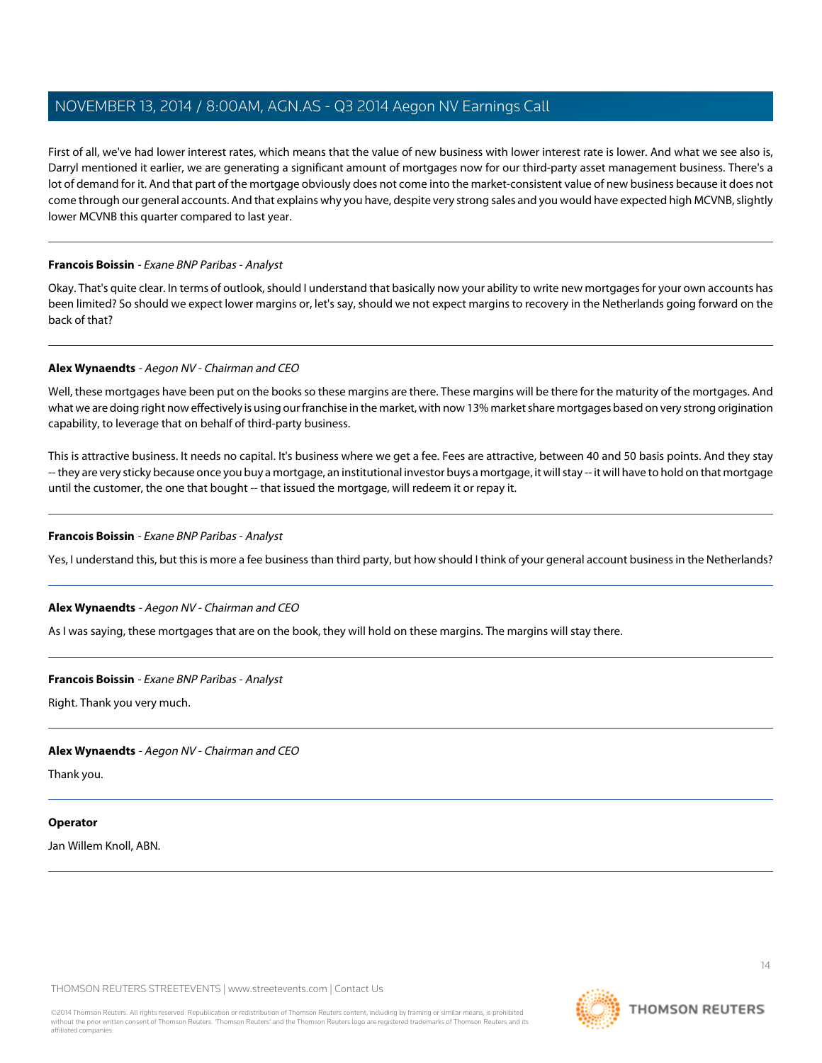First of all, we've had lower interest rates, which means that the value of new business with lower interest rate is lower. And what we see also is, Darryl mentioned it earlier, we are generating a significant amount of mortgages now for our third-party asset management business. There's a lot of demand for it. And that part of the mortgage obviously does not come into the market-consistent value of new business because it does not come through our general accounts. And that explains why you have, despite very strong sales and you would have expected high MCVNB, slightly lower MCVNB this quarter compared to last year.

---

**Francois Boissin** - *Exane BNP Paribas - Analyst*

Okay. That's quite clear. In terms of outlook, should I understand that basically now your ability to write new mortgages for your own accounts has been limited? So should we expect lower margins or, let's say, should we not expect margins to recovery in the Netherlands going forward on the back of that?

---

**Alex Wynaendts** - *Aegon NV - Chairman and CEO*

Well, these mortgages have been put on the books so these margins are there. These margins will be there for the maturity of the mortgages. And what we are doing right now effectively is using our franchise in the market, with now 13% market share mortgages based on very strong origination capability, to leverage that on behalf of third-party business.

This is attractive business. It needs no capital. It's business where we get a fee. Fees are attractive, between 40 and 50 basis points. And they stay -- they are very sticky because once you buy a mortgage, an institutional investor buys a mortgage, it will stay -- it will have to hold on that mortgage until the customer, the one that bought -- that issued the mortgage, will redeem it or repay it.

---

**Francois Boissin** - *Exane BNP Paribas - Analyst*

Yes, I understand this, but this is more a fee business than third party, but how should I think of your general account business in the Netherlands?

---

**Alex Wynaendts** - *Aegon NV - Chairman and CEO*

As I was saying, these mortgages that are on the book, they will hold on these margins. The margins will stay there.

---

**Francois Boissin** - *Exane BNP Paribas - Analyst*

Right. Thank you very much.

---

**Alex Wynaendts** - *Aegon NV - Chairman and CEO*

Thank you.

---

**Operator**

Jan Willem Knoll, ABN.

---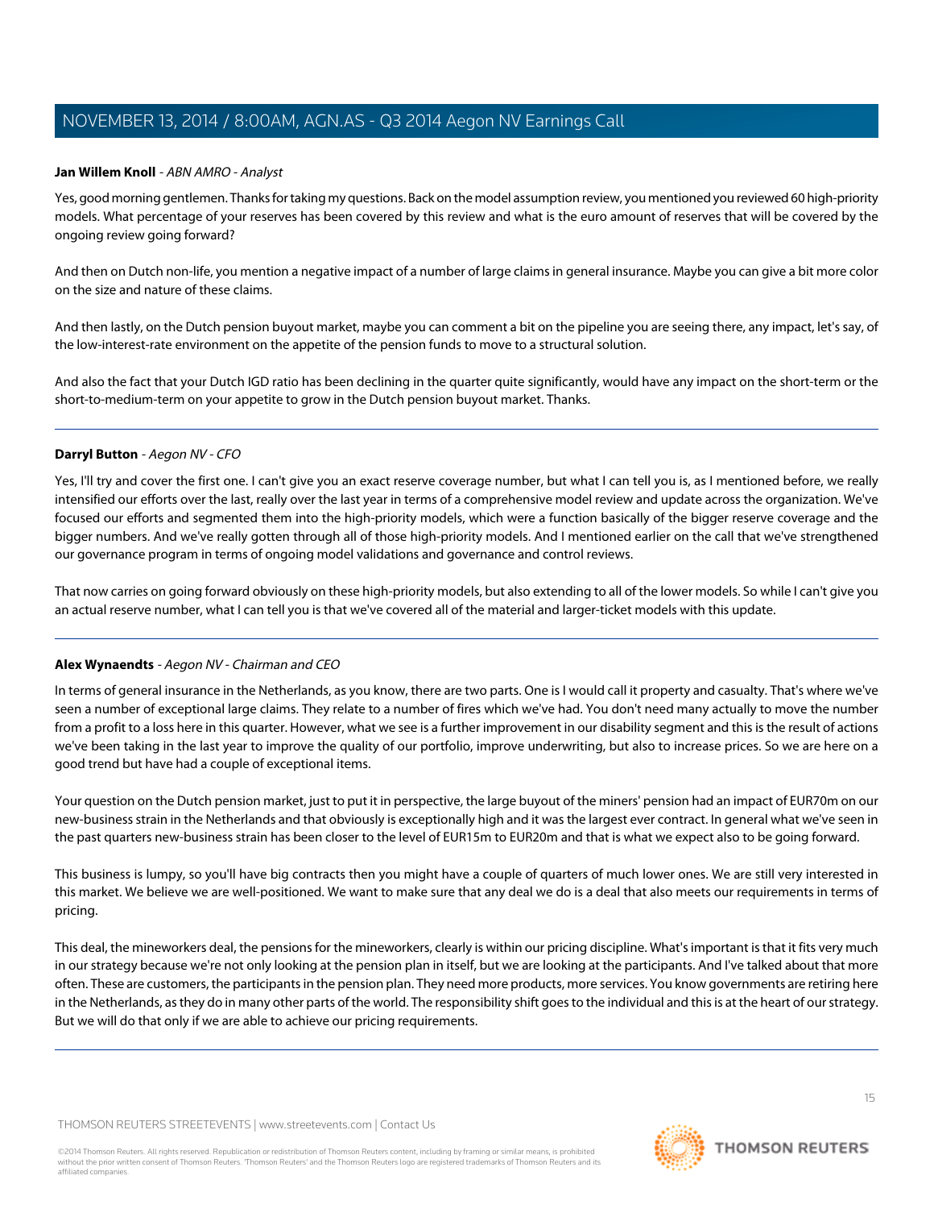**Jan Willem Knoll** - *ABN AMRO - Analyst*

Yes, good morning gentlemen. Thanks for taking my questions. Back on the model assumption review, you mentioned you reviewed 60 high-priority models. What percentage of your reserves has been covered by this review and what is the euro amount of reserves that will be covered by the ongoing review going forward?

And then on Dutch non-life, you mention a negative impact of a number of large claims in general insurance. Maybe you can give a bit more color on the size and nature of these claims.

And then lastly, on the Dutch pension buyout market, maybe you can comment a bit on the pipeline you are seeing there, any impact, let's say, of the low-interest-rate environment on the appetite of the pension funds to move to a structural solution.

And also the fact that your Dutch IGD ratio has been declining in the quarter quite significantly, would have any impact on the short-term or the short-to-medium-term on your appetite to grow in the Dutch pension buyout market. Thanks.

---

**Darryl Button** - *Aegon NV - CFO*

Yes, I'll try and cover the first one. I can't give you an exact reserve coverage number, but what I can tell you is, as I mentioned before, we really intensified our efforts over the last, really over the last year in terms of a comprehensive model review and update across the organization. We've focused our efforts and segmented them into the high-priority models, which were a function basically of the bigger reserve coverage and the bigger numbers. And we've really gotten through all of those high-priority models. And I mentioned earlier on the call that we've strengthened our governance program in terms of ongoing model validations and governance and control reviews.

That now carries on going forward obviously on these high-priority models, but also extending to all of the lower models. So while I can't give you an actual reserve number, what I can tell you is that we've covered all of the material and larger-ticket models with this update.

---

**Alex Wynaendts** - *Aegon NV - Chairman and CEO*

In terms of general insurance in the Netherlands, as you know, there are two parts. One is I would call it property and casualty. That's where we've seen a number of exceptional large claims. They relate to a number of fires which we've had. You don't need many actually to move the number from a profit to a loss here in this quarter. However, what we see is a further improvement in our disability segment and this is the result of actions we've been taking in the last year to improve the quality of our portfolio, improve underwriting, but also to increase prices. So we are here on a good trend but have had a couple of exceptional items.

Your question on the Dutch pension market, just to put it in perspective, the large buyout of the miners' pension had an impact of EUR70m on our new-business strain in the Netherlands and that obviously is exceptionally high and it was the largest ever contract. In general what we've seen in the past quarters new-business strain has been closer to the level of EUR15m to EUR20m and that is what we expect also to be going forward.

This business is lumpy, so you'll have big contracts then you might have a couple of quarters of much lower ones. We are still very interested in this market. We believe we are well-positioned. We want to make sure that any deal we do is a deal that also meets our requirements in terms of pricing.

This deal, the mineworkers deal, the pensions for the mineworkers, clearly is within our pricing discipline. What's important is that it fits very much in our strategy because we're not only looking at the pension plan in itself, but we are looking at the participants. And I've talked about that more often. These are customers, the participants in the pension plan. They need more products, more services. You know governments are retiring here in the Netherlands, as they do in many other parts of the world. The responsibility shift goes to the individual and this is at the heart of our strategy. But we will do that only if we are able to achieve our pricing requirements.

---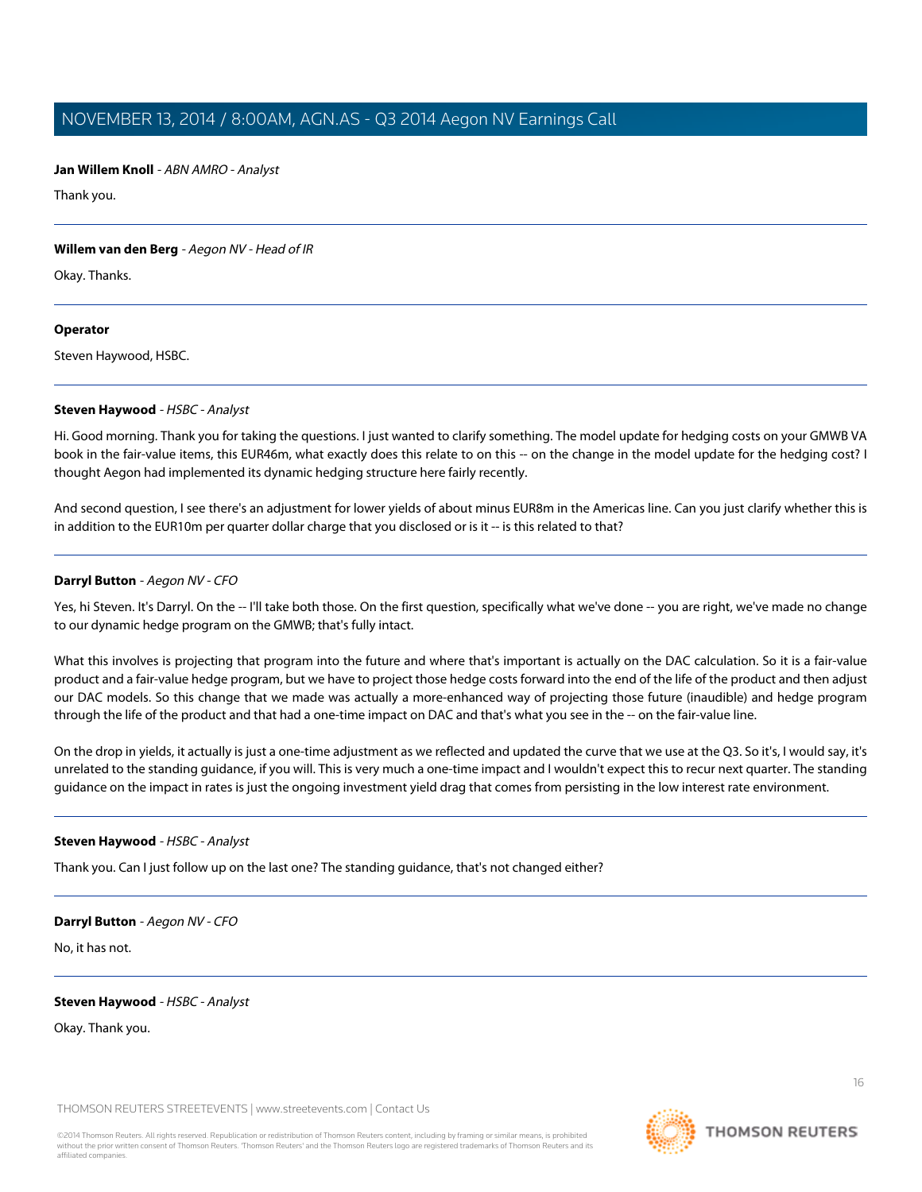**Jan Willem Knoll** - *ABN AMRO - Analyst*

Thank you.

---

**Willem van den Berg** - *Aegon NV - Head of IR*

Okay. Thanks.

---

**Operator**

Steven Haywood, HSBC.

---

**Steven Haywood** - *HSBC - Analyst*

Hi. Good morning. Thank you for taking the questions. I just wanted to clarify something. The model update for hedging costs on your GMWB VA book in the fair-value items, this EUR46m, what exactly does this relate to on this -- on the change in the model update for the hedging cost? I thought Aegon had implemented its dynamic hedging structure here fairly recently.

And second question, I see there's an adjustment for lower yields of about minus EUR8m in the Americas line. Can you just clarify whether this is in addition to the EUR10m per quarter dollar charge that you disclosed or is it -- is this related to that?

---

**Darryl Button** - *Aegon NV - CFO*

Yes, hi Steven. It's Darryl. On the -- I'll take both those. On the first question, specifically what we've done -- you are right, we've made no change to our dynamic hedge program on the GMWB; that's fully intact.

What this involves is projecting that program into the future and where that's important is actually on the DAC calculation. So it is a fair-value product and a fair-value hedge program, but we have to project those hedge costs forward into the end of the life of the product and then adjust our DAC models. So this change that we made was actually a more-enhanced way of projecting those future (inaudible) and hedge program through the life of the product and that had a one-time impact on DAC and that's what you see in the -- on the fair-value line.

On the drop in yields, it actually is just a one-time adjustment as we reflected and updated the curve that we use at the Q3. So it's, I would say, it's unrelated to the standing guidance, if you will. This is very much a one-time impact and I wouldn't expect this to recur next quarter. The standing guidance on the impact in rates is just the ongoing investment yield drag that comes from persisting in the low interest rate environment.

---

**Steven Haywood** - *HSBC - Analyst*

Thank you. Can I just follow up on the last one? The standing guidance, that's not changed either?

---

**Darryl Button** - *Aegon NV - CFO*

No, it has not.

---

**Steven Haywood** - *HSBC - Analyst*

Okay. Thank you.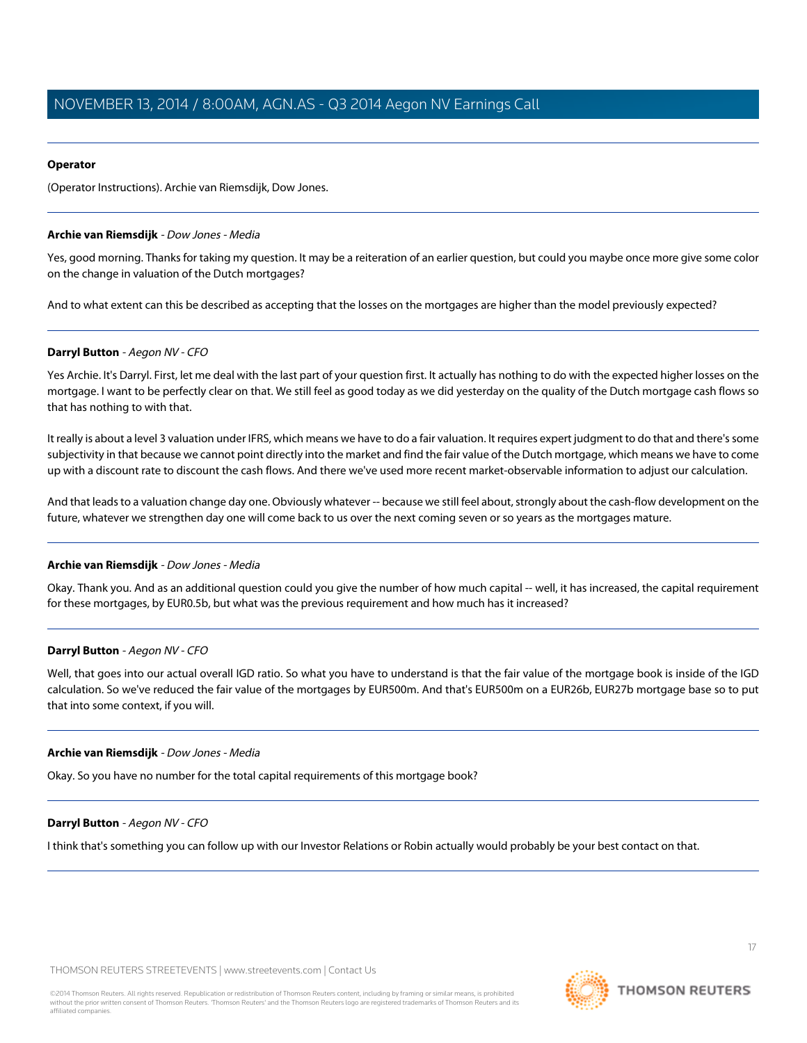**Operator**

(Operator Instructions). Archie van Riemsdijk, Dow Jones.

---

**Archie van Riemsdijk** - *Dow Jones - Media*

Yes, good morning. Thanks for taking my question. It may be a reiteration of an earlier question, but could you maybe once more give some color on the change in valuation of the Dutch mortgages?

And to what extent can this be described as accepting that the losses on the mortgages are higher than the model previously expected?

---

**Darryl Button** - *Aegon NV - CFO*

Yes Archie. It's Darryl. First, let me deal with the last part of your question first. It actually has nothing to do with the expected higher losses on the mortgage. I want to be perfectly clear on that. We still feel as good today as we did yesterday on the quality of the Dutch mortgage cash flows so that has nothing to with that.

It really is about a level 3 valuation under IFRS, which means we have to do a fair valuation. It requires expert judgment to do that and there's some subjectivity in that because we cannot point directly into the market and find the fair value of the Dutch mortgage, which means we have to come up with a discount rate to discount the cash flows. And there we've used more recent market-observable information to adjust our calculation.

And that leads to a valuation change day one. Obviously whatever -- because we still feel about, strongly about the cash-flow development on the future, whatever we strengthen day one will come back to us over the next coming seven or so years as the mortgages mature.

---

**Archie van Riemsdijk** - *Dow Jones - Media*

Okay. Thank you. And as an additional question could you give the number of how much capital -- well, it has increased, the capital requirement for these mortgages, by EUR0.5b, but what was the previous requirement and how much has it increased?

---

**Darryl Button** - *Aegon NV - CFO*

Well, that goes into our actual overall IGD ratio. So what you have to understand is that the fair value of the mortgage book is inside of the IGD calculation. So we've reduced the fair value of the mortgages by EUR500m. And that's EUR500m on a EUR26b, EUR27b mortgage base so to put that into some context, if you will.

---

**Archie van Riemsdijk** - *Dow Jones - Media*

Okay. So you have no number for the total capital requirements of this mortgage book?

---

**Darryl Button** - *Aegon NV - CFO*

I think that's something you can follow up with our Investor Relations or Robin actually would probably be your best contact on that.

---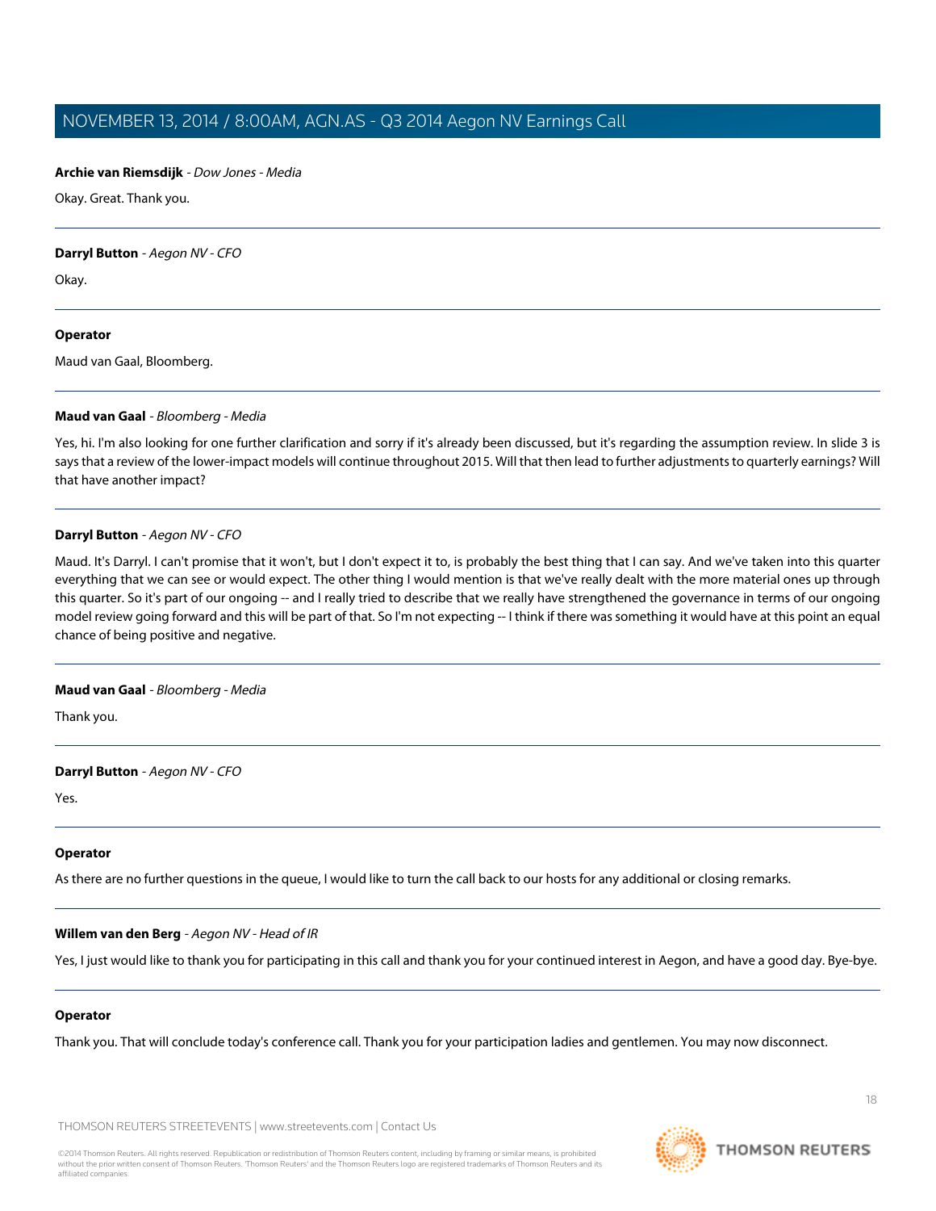**Archie van Riemsdijk** - *Dow Jones - Media*

Okay. Great. Thank you.

---

**Darryl Button** - *Aegon NV - CFO*

Okay.

---

**Operator**

Maud van Gaal, Bloomberg.

---

**Maud van Gaal** - *Bloomberg - Media*

Yes, hi. I'm also looking for one further clarification and sorry if it's already been discussed, but it's regarding the assumption review. In slide 3 is says that a review of the lower-impact models will continue throughout 2015. Will that then lead to further adjustments to quarterly earnings? Will that have another impact?

---

**Darryl Button** - *Aegon NV - CFO*

Maud. It's Darryl. I can't promise that it won't, but I don't expect it to, is probably the best thing that I can say. And we've taken into this quarter everything that we can see or would expect. The other thing I would mention is that we've really dealt with the more material ones up through this quarter. So it's part of our ongoing -- and I really tried to describe that we really have strengthened the governance in terms of our ongoing model review going forward and this will be part of that. So I'm not expecting -- I think if there was something it would have at this point an equal chance of being positive and negative.

---

**Maud van Gaal** - *Bloomberg - Media*

Thank you.

---

**Darryl Button** - *Aegon NV - CFO*

Yes.

---

**Operator**

As there are no further questions in the queue, I would like to turn the call back to our hosts for any additional or closing remarks.

---

**Willem van den Berg** - *Aegon NV - Head of IR*

Yes, I just would like to thank you for participating in this call and thank you for your continued interest in Aegon, and have a good day. Bye-bye.

---

**Operator**

Thank you. That will conclude today's conference call. Thank you for your participation ladies and gentlemen. You may now disconnect.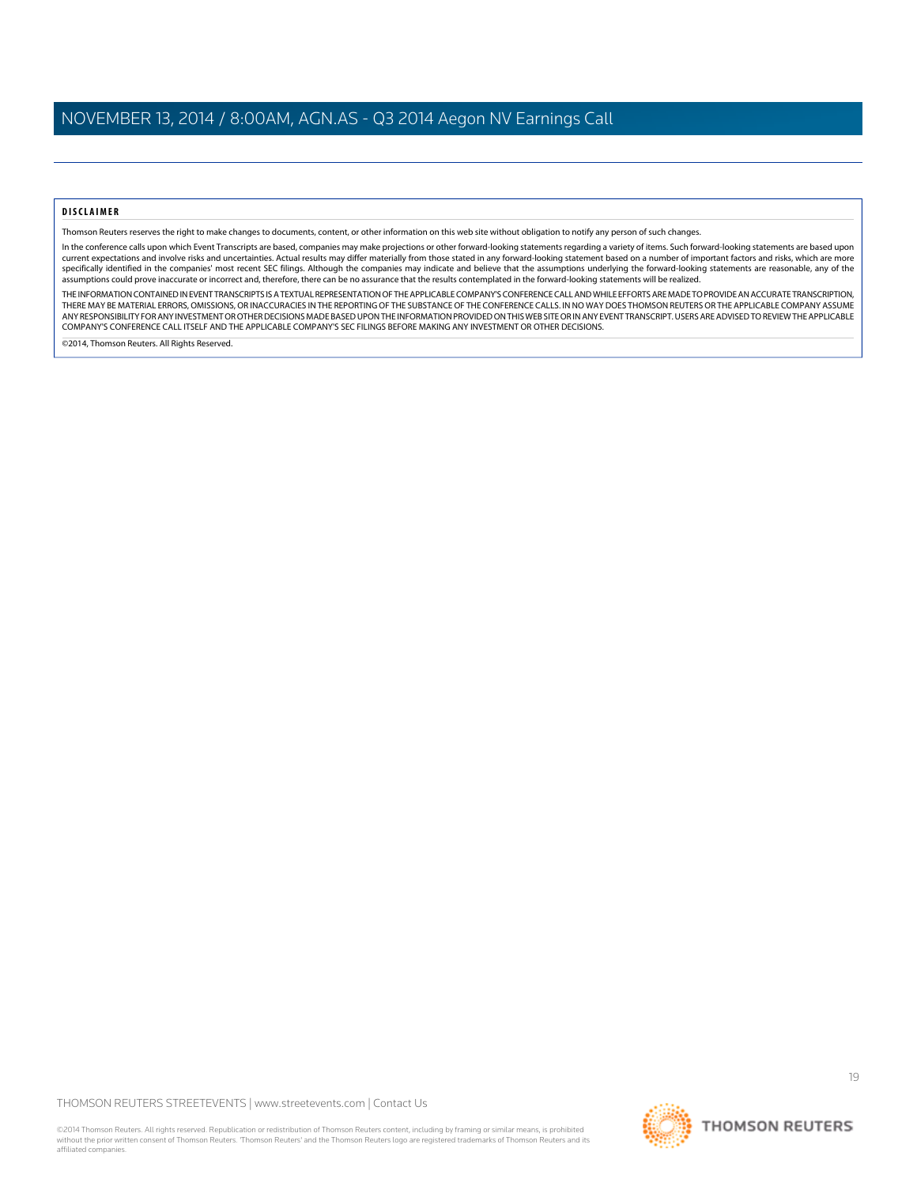## DISCLAIMER

Thomson Reuters reserves the right to make changes to documents, content, or other information on this web site without obligation to notify any person of such changes.

In the conference calls upon which Event Transcripts are based, companies may make projections or other forward-looking statements regarding a variety of items. Such forward-looking statements are based upon current expectations and involve risks and uncertainties. Actual results may differ materially from those stated in any forward-looking statement based on a number of important factors and risks, which are more specifically identified in the companies' most recent SEC filings. Although the companies may indicate and believe that the assumptions underlying the forward-looking statements are reasonable, any of the assumptions could prove inaccurate or incorrect and, therefore, there can be no assurance that the results contemplated in the forward-looking statements will be realized.

THE INFORMATION CONTAINED IN EVENT TRANSCRIPTS IS A TEXTUAL REPRESENTATION OF THE APPLICABLE COMPANY'S CONFERENCE CALL AND WHILE EFFORTS ARE MADE TO PROVIDE AN ACCURATE TRANSCRIPTION, THERE MAY BE MATERIAL ERRORS, OMISSIONS, OR INACCURACIES IN THE REPORTING OF THE SUBSTANCE OF THE CONFERENCE CALLS. IN NO WAY DOES THOMSON REUTERS OR THE APPLICABLE COMPANY ASSUME ANY RESPONSIBILITY FOR ANY INVESTMENT OR OTHER DECISIONS MADE BASED UPON THE INFORMATION PROVIDED ON THIS WEB SITE OR IN ANY EVENT TRANSCRIPT. USERS ARE ADVISED TO REVIEW THE APPLICABLE COMPANY'S CONFERENCE CALL ITSELF AND THE APPLICABLE COMPANY'S SEC FILINGS BEFORE MAKING ANY INVESTMENT OR OTHER DECISIONS.

©2014, Thomson Reuters. All Rights Reserved.